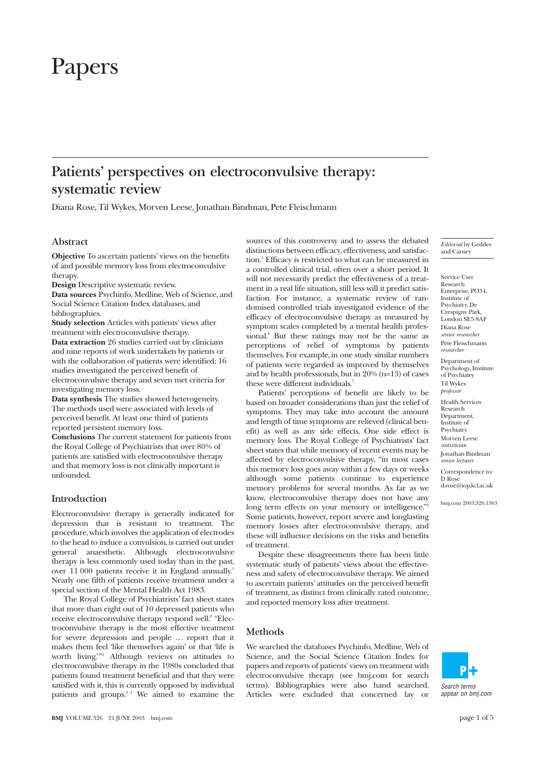# Papers

## Patients' perspectives on electroconvulsive therapy: systematic review

Diana Rose, Til Wykes, Morven Leese, Jonathan Bindman, Pete Fleischmann

### Abstract

**Objective** To ascertain patients' views on the benefits of and possible memory loss from electroconvulsive therapy.

**Design** Descriptive systematic review.

**Data sources** Psychinfo, Medline, Web of Science, and Social Science Citation Index databases, and bibliographies.

**Study selection** Articles with patients' views after treatment with electroconvulsive therapy.

**Data extraction** 26 studies carried out by clinicians and nine reports of work undertaken by patients or with the collaboration of patients were identified; 16 studies investigated the perceived benefit of electroconvulsive therapy and seven met criteria for investigating memory loss.

**Data synthesis** The studies showed heterogeneity. The methods used were associated with levels of perceived benefit. At least one third of patients reported persistent memory loss.

**Conclusions** The current statement for patients from the Royal College of Psychiatrists that over 80% of patients are satisfied with electroconvulsive therapy and that memory loss is not clinically important is unfounded.

### Introduction

Electroconvulsive therapy is generally indicated for depression that is resistant to treatment. The procedure, which involves the application of electrodes to the head to induce a convulsion, is carried out under general anaesthetic. Although electroconvulsive therapy is less commonly used today than in the past, over 11 000 patients receive it in England annually.[1] Nearly one fifth of patients receive treatment under a special section of the Mental Health Act 1983.

The Royal College of Psychiatrists' fact sheet states that more than eight out of 10 depressed patients who receive electroconvulsive therapy respond well.[2] "Electroconvulsive therapy is the most effective treatment for severe depression and people … report that it makes them feel 'like themselves again' or that 'life is worth living.'"[2] Although reviews on attitudes to electroconvulsive therapy in the 1980s concluded that patients found treatment beneficial and that they were satisfied with it, this is currently opposed by individual patients and groups.[3 4] We aimed to examine the sources of this controversy and to assess the debated distinctions between efficacy, effectiveness, and satisfaction.[5] Efficacy is restricted to what can be measured in a controlled clinical trial, often over a short period. It will not necessarily predict the effectiveness of a treatment in a real life situation, still less will it predict satisfaction. For instance, a systematic review of randomised controlled trials investigated evidence of the efficacy of electroconvulsive therapy as measured by symptom scales completed by a mental health professional.[6] But these ratings may not be the same as perceptions of relief of symptoms by patients themselves. For example, in one study similar numbers of patients were regarded as improved by themselves and by health professionals, but in 20% (n=13) of cases these were different individuals.[7]

Patients' perceptions of benefit are likely to be based on broader considerations than just the relief of symptoms. They may take into account the amount and length of time symptoms are relieved (clinical benefit) as well as any side effects. One side effect is memory loss. The Royal College of Psychiatrists' fact sheet states that while memory of recent events may be affected by electroconvulsive therapy, "in most cases this memory loss goes away within a few days or weeks although some patients continue to experience memory problems for several months. As far as we know, electroconvulsive therapy does not have any long term effects on your memory or intelligence."[2] Some patients, however, report severe and longlasting memory losses after electroconvulsive therapy, and these will influence decisions on the risks and benefits of treatment.

Despite these disagreements there has been little systematic study of patients' views about the effectiveness and safety of electroconvulsive therapy. We aimed to ascertain patients' attitudes on the perceived benefit of treatment, as distinct from clinically rated outcome, and reported memory loss after treatment.

### Methods

We searched the databases Psychinfo, Medline, Web of Science, and the Social Science Citation Index for papers and reports of patients' views on treatment with electroconvulsive therapy (see bmj.com for search terms). Bibliographies were also hand searched. Articles were excluded that concerned lay or

*Editorial* by Geddes and Carney

Service User Research Enterprise, PO34, Institute of Psychiatry, De Crespigny Park, London SE5 8AF
Diana Rose *senior researcher*
Pete Fleischmann *researcher*

Department of Psychology, Institute of Psychiatry
Til Wykes *professor*

Health Services Research Department, Institute of Psychiatry
Morven Leese *statistician*
Jonathan Bindman *senior lecturer*

Correspondence to: D Rose d.rose@iop.kcl.ac.uk

bmj.com 2003;326:1363

*Search terms appear on bmj.com*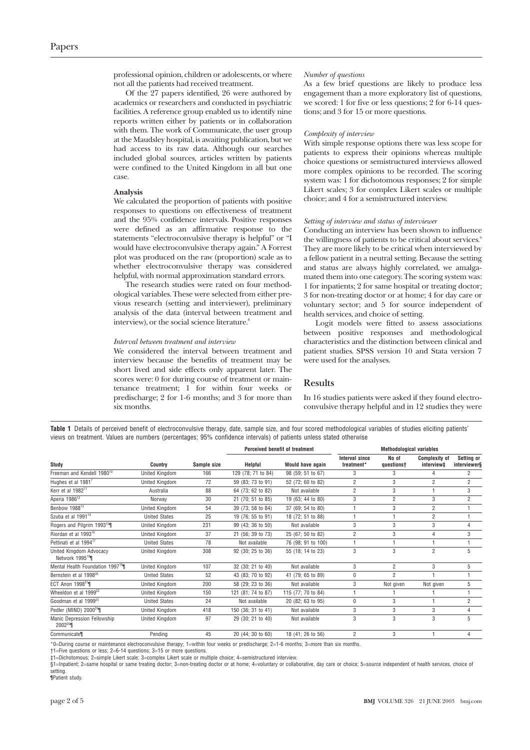professional opinion, children or adolescents, or where not all the patients had received treatment.

Of the 27 papers identified, 26 were authored by academics or researchers and conducted in psychiatric facilities. A reference group enabled us to identify nine reports written either by patients or in collaboration with them. The work of Communicate, the user group at the Maudsley hospital, is awaiting publication, but we had access to its raw data. Although our searches included global sources, articles written by patients were confined to the United Kingdom in all but one case.

### Analysis

We calculated the proportion of patients with positive responses to questions on effectiveness of treatment and the 95% confidence intervals. Positive responses were defined as an affirmative response to the statements "electroconvulsive therapy is helpful" or "I would have electroconvulsive therapy again." A Forrest plot was produced on the raw (proportion) scale as to whether electroconvulsive therapy was considered helpful, with normal approximation standard errors.

The research studies were rated on four methodological variables. These were selected from either previous research (setting and interviewer), preliminary analysis of the data (interval between treatment and interview), or the social science literature.[8]

*Interval between treatment and interview*

We considered the interval between treatment and interview because the benefits of treatment may be short lived and side effects only apparent later. The scores were: 0 for during course of treatment or maintenance treatment; 1 for within four weeks or predischarge; 2 for 1-6 months; and 3 for more than six months.

*Number of questions*

As a few brief questions are likely to produce less engagement than a more exploratory list of questions, we scored: 1 for five or less questions; 2 for 6-14 questions; and 3 for 15 or more questions.

*Complexity of interview*

With simple response options there was less scope for patients to express their opinions whereas multiple choice questions or semistructured interviews allowed more complex opinions to be recorded. The scoring system was: 1 for dichotomous responses; 2 for simple Likert scales; 3 for complex Likert scales or multiple choice; and 4 for a semistructured interview.

*Setting of interview and status of interviewer*

Conducting an interview has been shown to influence the willingness of patients to be critical about services.[9] They are more likely to be critical when interviewed by a fellow patient in a neutral setting. Because the setting and status are always highly correlated, we amalgamated them into one category. The scoring system was: 1 for inpatients; 2 for same hospital or treating doctor; 3 for non-treating doctor or at home; 4 for day care or voluntary sector; and 5 for source independent of health services, and choice of setting.

Logit models were fitted to assess associations between positive responses and methodological characteristics and the distinction between clinical and patient studies. SPSS version 10 and Stata version 7 were used for the analyses.

## Results

In 16 studies patients were asked if they found electroconvulsive therapy helpful and in 12 studies they were

**Table 1** Details of perceived benefit of electroconvulsive therapy, date, sample size, and four scored methodological variables of studies eliciting patients' views on treatment. Values are numbers (percentages; 95% confidence intervals) of patients unless stated otherwise

| Study | Country | Sample size | Perceived benefit of treatment | | Methodological variables | | | |
|---|---|---|---|---|---|---|---|---|
| | | | Helpful | Would have again | Interval since treatment* | No of questions† | Complexity of interview‡ | Setting or interviewer§ |
| Freeman and Kendell 1980[10] | United Kingdom | 166 | 129 (78; 71 to 84) | 98 (59; 51 to 67) | 3 | 3 | 4 | 2 |
| Hughes et al 1981[7] | United Kingdom | 72 | 59 (83; 73 to 91) | 52 (72; 60 to 82) | 2 | 3 | 2 | 2 |
| Kerr et al 1982[11] | Australia | 88 | 64 (73; 62 to 82) | Not available | 2 | 3 | 1 | 3 |
| Aperia 1986[12] | Norway | 30 | 21 (70; 51 to 85) | 19 (63; 44 to 80) | 3 | 2 | 3 | 2 |
| Benbow 1988[13] | United Kingdom | 54 | 39 (73; 58 to 84) | 37 (69; 54 to 80) | 1 | 3 | 2 | 1 |
| Szuba et al 1991[14] | United States | 25 | 19 (76; 55 to 91) | 18 (72; 51 to 88) | 1 | 1 | 2 | 1 |
| Rogers and Pilgrim 1993[15]¶ | United Kingdom | 231 | 99 (43; 36 to 50) | Not available | 3 | 3 | 3 | 4 |
| Riordan et al 1993[16] | United Kingdom | 37 | 21 (56; 39 to 73) | 25 (67; 50 to 82) | 2 | 3 | 4 | 3 |
| Pettinati et al 1994[17] | United States | 78 | Not available | 76 (98; 91 to 100) | 1 | 1 | 1 | 1 |
| United Kingdom Advocacy Network 1995[18]¶ | United Kingdom | 308 | 92 (30; 25 to 36) | 55 (18; 14 to 23) | 3 | 3 | 2 | 5 |
| Mental Health Foundation 1997[19]¶ | United Kingdom | 107 | 32 (30; 21 to 40) | Not available | 3 | 2 | 3 | 5 |
| Bernstein et al 1998[20] | United States | 52 | 43 (83; 70 to 92) | 41 (79; 65 to 89) | 0 | 2 | 1 | 1 |
| ECT Anon 1998[21]¶ | United Kingdom | 200 | 58 (29; 23 to 36) | Not available | 3 | Not given | Not given | 5 |
| Wheeldon et al 1999[22] | United Kingdom | 150 | 121 (81; 74 to 87) | 115 (77; 70 to 84) | 1 | 1 | 1 | 1 |
| Goodman et al 1999[23] | United States | 24 | Not available | 20 (82; 63 to 95) | 0 | 3 | 1 | 2 |
| Pedler (MIND) 2000[24]¶ | United Kingdom | 418 | 150 (36; 31 to 41) | Not available | 3 | 3 | 3 | 4 |
| Manic Depression Fellowship 2002[25]¶ | United Kingdom | 97 | 29 (30; 21 to 40) | Not available | 3 | 3 | 3 | 5 |
| Communicate¶ | Pending | 45 | 20 (44; 30 to 60) | 18 (41; 26 to 56) | 2 | 3 | 1 | 4 |

*0=During course or maintenance electroconvulsive therapy; 1=within four weeks or predischarge; 2=1-6 months; 3=more than six months.
†1=Five questions or less; 2=6-14 questions; 3=15 or more questions.
‡1=Dichotomous; 2=simple Likert scale; 3=complex Likert scale or multiple choice; 4=semistructured interview.
§1=Inpatient; 2=same hospital or same treating doctor; 3=non-treating doctor or at home; 4=voluntary or collaborative, day care or choice; 5=source independent of health services, choice of setting.
¶Patient study.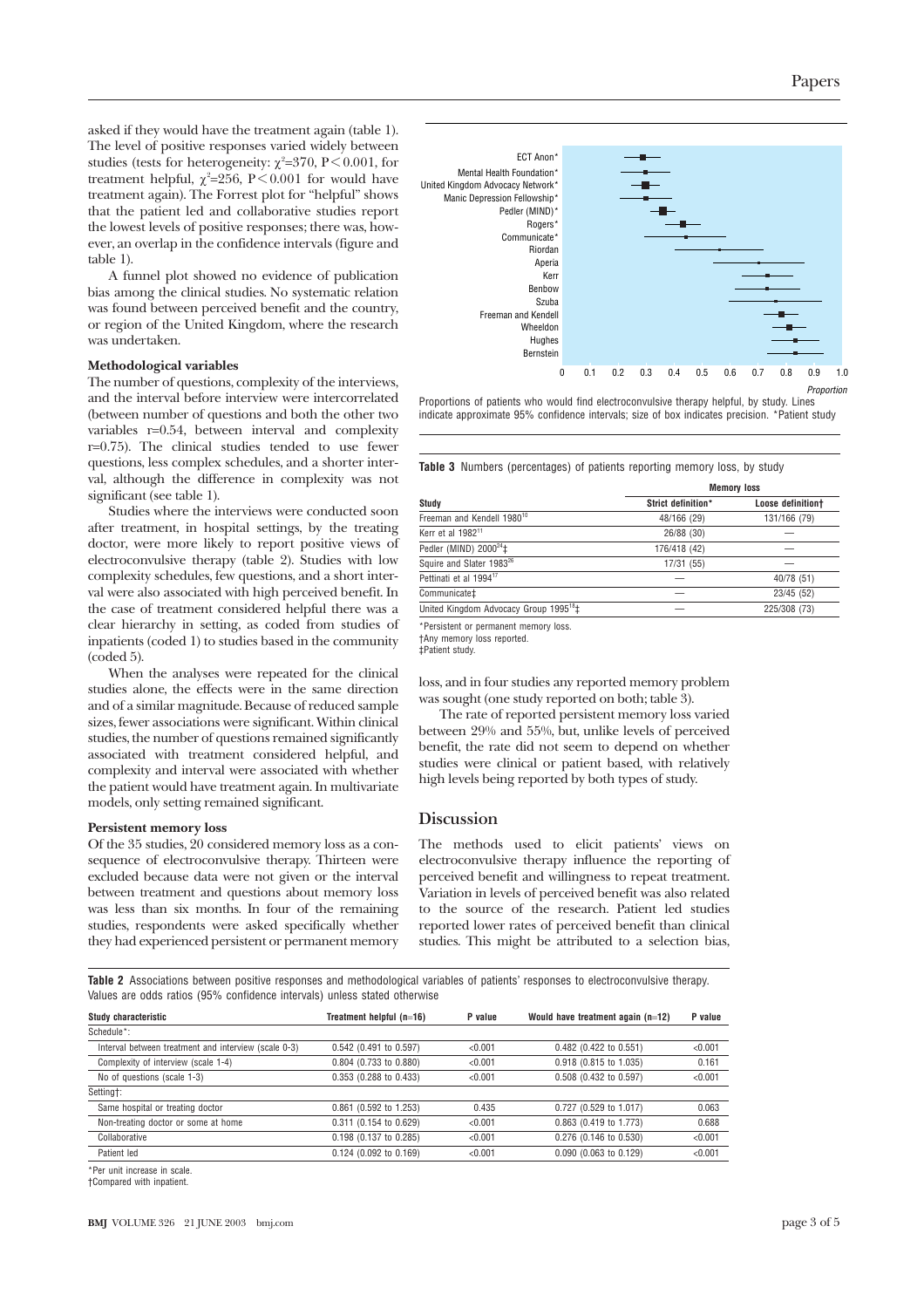asked if they would have the treatment again (table 1). The level of positive responses varied widely between studies (tests for heterogeneity: $\chi^2$=370, P<0.001, for treatment helpful, $\chi^2$=256, P<0.001 for would have treatment again). The Forrest plot for "helpful" shows that the patient led and collaborative studies report the lowest levels of positive responses; there was, however, an overlap in the confidence intervals (figure and table 1).

A funnel plot showed no evidence of publication bias among the clinical studies. No systematic relation was found between perceived benefit and the country, or region of the United Kingdom, where the research was undertaken.

**Methodological variables**

The number of questions, complexity of the interviews, and the interval before interview were intercorrelated (between number of questions and both the other two variables r=0.54, between interval and complexity r=0.75). The clinical studies tended to use fewer questions, less complex schedules, and a shorter interval, although the difference in complexity was not significant (see table 1).

Studies where the interviews were conducted soon after treatment, in hospital settings, by the treating doctor, were more likely to report positive views of electroconvulsive therapy (table 2). Studies with low complexity schedules, few questions, and a short interval were also associated with high perceived benefit. In the case of treatment considered helpful there was a clear hierarchy in setting, as coded from studies of inpatients (coded 1) to studies based in the community (coded 5).

When the analyses were repeated for the clinical studies alone, the effects were in the same direction and of a similar magnitude. Because of reduced sample sizes, fewer associations were significant. Within clinical studies, the number of questions remained significantly associated with treatment considered helpful, and complexity and interval were associated with whether the patient would have treatment again. In multivariate models, only setting remained significant.

**Persistent memory loss**

Of the 35 studies, 20 considered memory loss as a consequence of electroconvulsive therapy. Thirteen were excluded because data were not given or the interval between treatment and questions about memory loss was less than six months. In four of the remaining studies, respondents were asked specifically whether they had experienced persistent or permanent memory loss, and in four studies any reported memory problem was sought (one study reported on both; table 3).

The rate of reported persistent memory loss varied between 29% and 55%, but, unlike levels of perceived benefit, the rate did not seem to depend on whether studies were clinical or patient based, with relatively high levels being reported by both types of study.

Proportions of patients who would find electroconvulsive therapy helpful, by study. Lines indicate approximate 95% confidence intervals; size of box indicates precision. *Patient study

**Table 3** Numbers (percentages) of patients reporting memory loss, by study

| Study | Memory loss: Strict definition* | Memory loss: Loose definition† |
|---|---|---|
| Freeman and Kendell 1980[10] | 48/166 (29) | 131/166 (79) |
| Kerr et al 1982[11] | 26/88 (30) | — |
| Pedler (MIND) 2000[24]‡ | 176/418 (42) | — |
| Squire and Slater 1983[26] | 17/31 (55) | — |
| Pettinati et al 1994[17] | — | 40/78 (51) |
| Communicate‡ | — | 23/45 (52) |
| United Kingdom Advocacy Group 1995[18]‡ | — | 225/308 (73) |

*Persistent or permanent memory loss.
†Any memory loss reported.
‡Patient study.

## Discussion

The methods used to elicit patients' views on electroconvulsive therapy influence the reporting of perceived benefit and willingness to repeat treatment. Variation in levels of perceived benefit was also related to the source of the research. Patient led studies reported lower rates of perceived benefit than clinical studies. This might be attributed to a selection bias,

**Table 2** Associations between positive responses and methodological variables of patients' responses to electroconvulsive therapy. Values are odds ratios (95% confidence intervals) unless stated otherwise

| Study characteristic | Treatment helpful (n=16) | P value | Would have treatment again (n=12) | P value |
|---|---|---|---|---|
| Schedule*: | | | | |
| Interval between treatment and interview (scale 0-3) | 0.542 (0.491 to 0.597) | <0.001 | 0.482 (0.422 to 0.551) | <0.001 |
| Complexity of interview (scale 1-4) | 0.804 (0.733 to 0.880) | <0.001 | 0.918 (0.815 to 1.035) | 0.161 |
| No of questions (scale 1-3) | 0.353 (0.288 to 0.433) | <0.001 | 0.508 (0.432 to 0.597) | <0.001 |
| Setting†: | | | | |
| Same hospital or treating doctor | 0.861 (0.592 to 1.253) | 0.435 | 0.727 (0.529 to 1.017) | 0.063 |
| Non-treating doctor or some at home | 0.311 (0.154 to 0.629) | <0.001 | 0.863 (0.419 to 1.773) | 0.688 |
| Collaborative | 0.198 (0.137 to 0.285) | <0.001 | 0.276 (0.146 to 0.530) | <0.001 |
| Patient led | 0.124 (0.092 to 0.169) | <0.001 | 0.090 (0.063 to 0.129) | <0.001 |

*Per unit increase in scale.
†Compared with inpatient.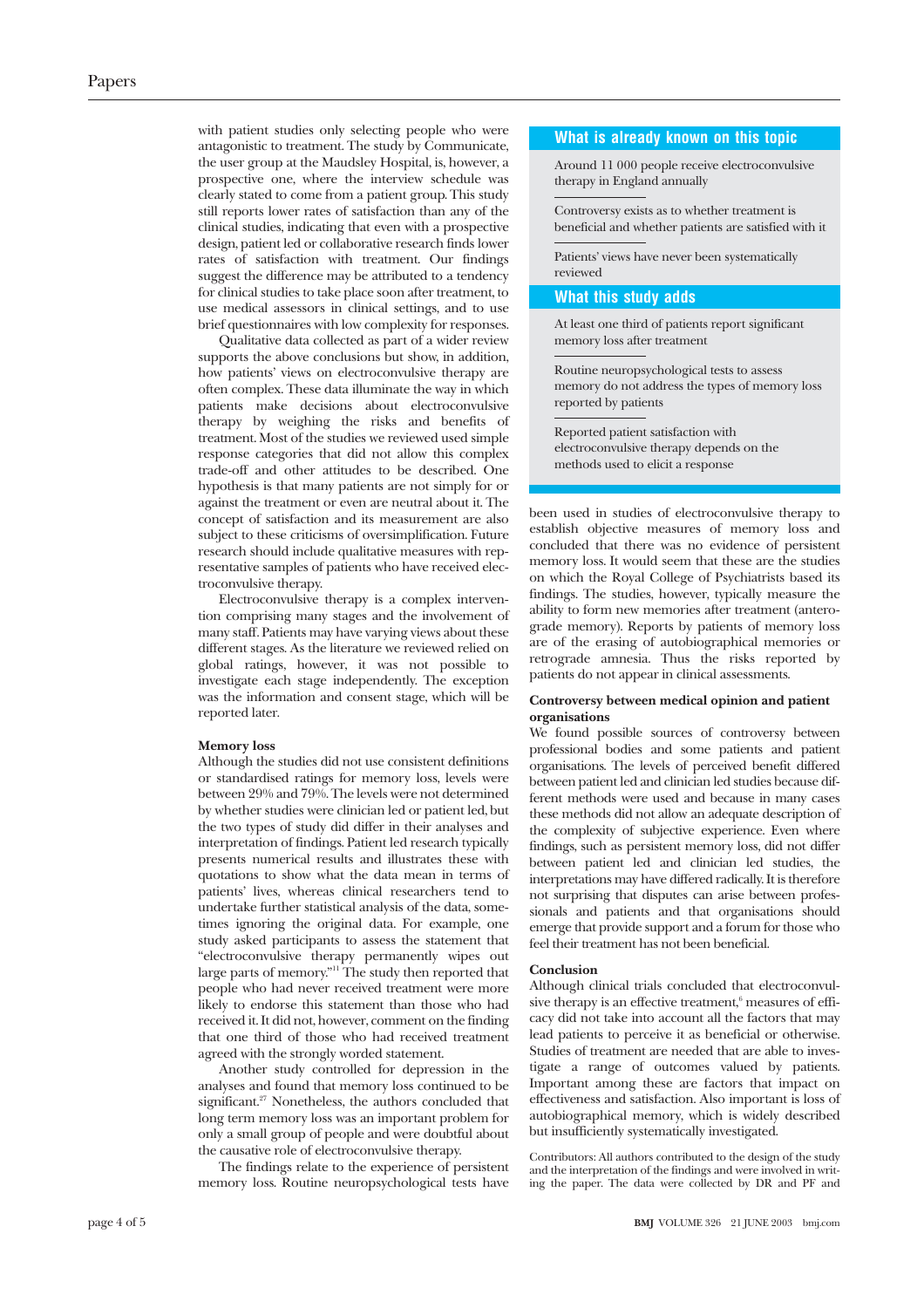with patient studies only selecting people who were antagonistic to treatment. The study by Communicate, the user group at the Maudsley Hospital, is, however, a prospective one, where the interview schedule was clearly stated to come from a patient group. This study still reports lower rates of satisfaction than any of the clinical studies, indicating that even with a prospective design, patient led or collaborative research finds lower rates of satisfaction with treatment. Our findings suggest the difference may be attributed to a tendency for clinical studies to take place soon after treatment, to use medical assessors in clinical settings, and to use brief questionnaires with low complexity for responses.

Qualitative data collected as part of a wider review supports the above conclusions but show, in addition, how patients' views on electroconvulsive therapy are often complex. These data illuminate the way in which patients make decisions about electroconvulsive therapy by weighing the risks and benefits of treatment. Most of the studies we reviewed used simple response categories that did not allow this complex trade-off and other attitudes to be described. One hypothesis is that many patients are not simply for or against the treatment or even are neutral about it. The concept of satisfaction and its measurement are also subject to these criticisms of oversimplification. Future research should include qualitative measures with representative samples of patients who have received electroconvulsive therapy.

Electroconvulsive therapy is a complex intervention comprising many stages and the involvement of many staff. Patients may have varying views about these different stages. As the literature we reviewed relied on global ratings, however, it was not possible to investigate each stage independently. The exception was the information and consent stage, which will be reported later.

### Memory loss

Although the studies did not use consistent definitions or standardised ratings for memory loss, levels were between 29% and 79%. The levels were not determined by whether studies were clinician led or patient led, but the two types of study did differ in their analyses and interpretation of findings. Patient led research typically presents numerical results and illustrates these with quotations to show what the data mean in terms of patients' lives, whereas clinical researchers tend to undertake further statistical analysis of the data, sometimes ignoring the original data. For example, one study asked participants to assess the statement that "electroconvulsive therapy permanently wipes out large parts of memory."[11] The study then reported that people who had never received treatment were more likely to endorse this statement than those who had received it. It did not, however, comment on the finding that one third of those who had received treatment agreed with the strongly worded statement.

Another study controlled for depression in the analyses and found that memory loss continued to be significant.[27] Nonetheless, the authors concluded that long term memory loss was an important problem for only a small group of people and were doubtful about the causative role of electroconvulsive therapy.

The findings relate to the experience of persistent memory loss. Routine neuropsychological tests have been used in studies of electroconvulsive therapy to establish objective measures of memory loss and concluded that there was no evidence of persistent memory loss. It would seem that these are the studies on which the Royal College of Psychiatrists based its findings. The studies, however, typically measure the ability to form new memories after treatment (anterograde memory). Reports by patients of memory loss are of the erasing of autobiographical memories or retrograde amnesia. Thus the risks reported by patients do not appear in clinical assessments.

### Controversy between medical opinion and patient organisations

We found possible sources of controversy between professional bodies and some patients and patient organisations. The levels of perceived benefit differed between patient led and clinician led studies because different methods were used and because in many cases these methods did not allow an adequate description of the complexity of subjective experience. Even where findings, such as persistent memory loss, did not differ between patient led and clinician led studies, the interpretations may have differed radically. It is therefore not surprising that disputes can arise between professionals and patients and that organisations should emerge that provide support and a forum for those who feel their treatment has not been beneficial.

### Conclusion

Although clinical trials concluded that electroconvulsive therapy is an effective treatment,[6] measures of efficacy did not take into account all the factors that may lead patients to perceive it as beneficial or otherwise. Studies of treatment are needed that are able to investigate a range of outcomes valued by patients. Important among these are factors that impact on effectiveness and satisfaction. Also important is loss of autobiographical memory, which is widely described but insufficiently systematically investigated.

> **What is already known on this topic**
>
> Around 11 000 people receive electroconvulsive therapy in England annually
>
> Controversy exists as to whether treatment is beneficial and whether patients are satisfied with it
>
> Patients' views have never been systematically reviewed
>
> **What this study adds**
>
> At least one third of patients report significant memory loss after treatment
>
> Routine neuropsychological tests to assess memory do not address the types of memory loss reported by patients
>
> Reported patient satisfaction with electroconvulsive therapy depends on the methods used to elicit a response

Contributors: All authors contributed to the design of the study and the interpretation of the findings and were involved in writing the paper. The data were collected by DR and PF and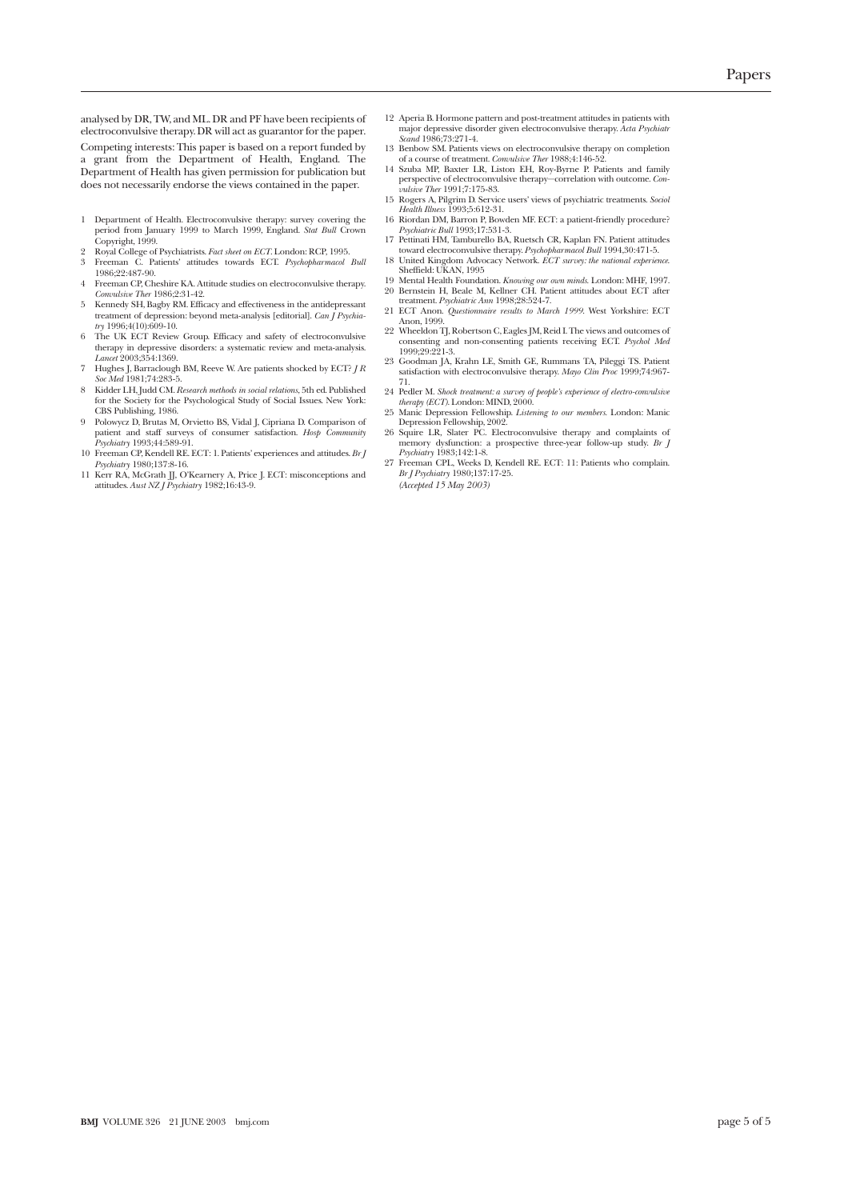analysed by DR, TW, and ML. DR and PF have been recipients of electroconvulsive therapy. DR will act as guarantor for the paper.

Competing interests: This paper is based on a report funded by a grant from the Department of Health, England. The Department of Health has given permission for publication but does not necessarily endorse the views contained in the paper.

1. Department of Health. Electroconvulsive therapy: survey covering the period from January 1999 to March 1999, England. *Stat Bull* Crown Copyright, 1999.
2. Royal College of Psychiatrists. *Fact sheet on ECT*. London: RCP, 1995.
3. Freeman C. Patients' attitudes towards ECT. *Psychopharmacol Bull* 1986;22:487-90.
4. Freeman CP, Cheshire KA. Attitude studies on electroconvulsive therapy. *Convulsive Ther* 1986;2:31-42.
5. Kennedy SH, Bagby RM. Efficacy and effectiveness in the antidepressant treatment of depression: beyond meta-analysis [editorial]. *Can J Psychiatry* 1996;4(10):609-10.
6. The UK ECT Review Group. Efficacy and safety of electroconvulsive therapy in depressive disorders: a systematic review and meta-analysis. *Lancet* 2003;354:1369.
7. Hughes J, Barraclough BM, Reeve W. Are patients shocked by ECT? *J R Soc Med* 1981;74:283-5.
8. Kidder LH, Judd CM. *Research methods in social relations*, 5th ed. Published for the Society for the Psychological Study of Social Issues. New York: CBS Publishing, 1986.
9. Polowycz D, Brutas M, Orvietto BS, Vidal J, Cipriana D. Comparison of patient and staff surveys of consumer satisfaction. *Hosp Community Psychiatry* 1993;44:589-91.
10. Freeman CP, Kendell RE. ECT: 1. Patients' experiences and attitudes. *Br J Psychiatry* 1980;137:8-16.
11. Kerr RA, McGrath JJ, O'Kearnery A, Price J. ECT: misconceptions and attitudes. *Aust NZ J Psychiatry* 1982;16:43-9.
12. Aperia B. Hormone pattern and post-treatment attitudes in patients with major depressive disorder given electroconvulsive therapy. *Acta Psychiatr Scand* 1986;73:271-4.
13. Benbow SM. Patients views on electroconvulsive therapy on completion of a course of treatment. *Convulsive Ther* 1988;4:146-52.
14. Szuba MP, Baxter LR, Liston EH, Roy-Byrne P. Patients and family perspective of electroconvulsive therapy—correlation with outcome. *Convulsive Ther* 1991;7:175-83.
15. Rogers A, Pilgrim D. Service users' views of psychiatric treatments. *Sociol Health Illness* 1993;5:612-31.
16. Riordan DM, Barron P, Bowden MF. ECT: a patient-friendly procedure? *Psychiatric Bull* 1993;17:531-3.
17. Pettinati HM, Tamburello BA, Ruetsch CR, Kaplan FN. Patient attitudes toward electroconvulsive therapy. *Psychopharmacol Bull* 1994,30:471-5.
18. United Kingdom Advocacy Network. *ECT survey: the national experience*. Sheffield: UKAN, 1995
19. Mental Health Foundation. *Knowing our own minds*. London: MHF, 1997.
20. Bernstein H, Beale M, Kellner CH. Patient attitudes about ECT after treatment. *Psychiatric Ann* 1998;28:524-7.
21. ECT Anon. *Questionnaire results to March 1999*. West Yorkshire: ECT Anon, 1999.
22. Wheeldon TJ, Robertson C, Eagles JM, Reid I. The views and outcomes of consenting and non-consenting patients receiving ECT. *Psychol Med* 1999;29:221-3.
23. Goodman JA, Krahn LE, Smith GE, Rummans TA, Pileggi TS. Patient satisfaction with electroconvulsive therapy. *Mayo Clin Proc* 1999;74:967-71.
24. Pedler M. *Shock treatment: a survey of people's experience of electro-convulsive therapy (ECT)*. London: MIND, 2000.
25. Manic Depression Fellowship. *Listening to our members*. London: Manic Depression Fellowship, 2002.
26. Squire LR, Slater PC. Electroconvulsive therapy and complaints of memory dysfunction: a prospective three-year follow-up study. *Br J Psychiatry* 1983;142:1-8.
27. Freeman CPL, Weeks D, Kendell RE. ECT: 11: Patients who complain. *Br J Psychiatry* 1980;137:17-25.

*(Accepted 15 May 2003)*